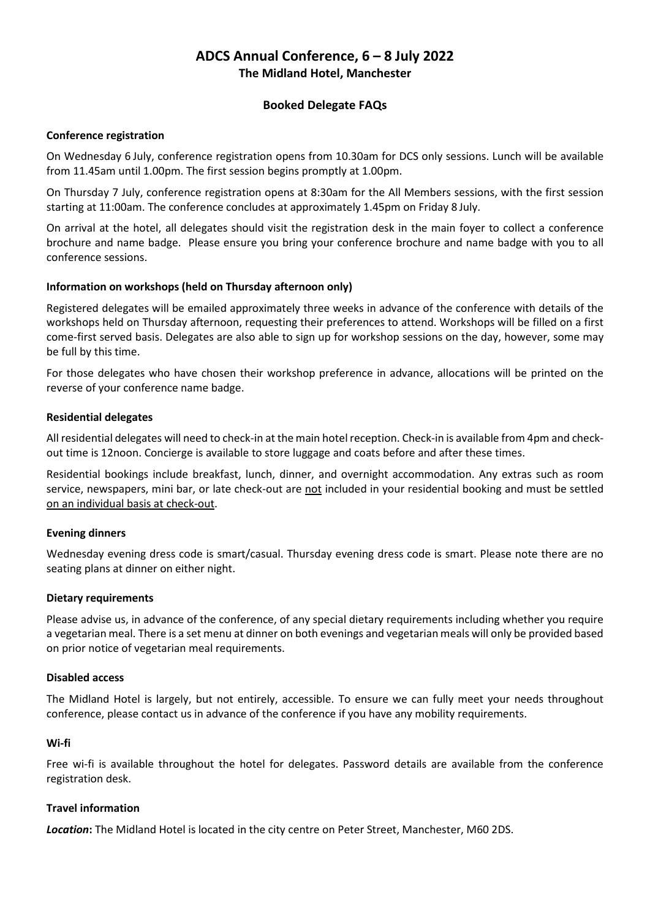# ADCS Annual Conference, 6 – 8 July 2022

## The Midland Hotel, Manchester

### Booked Delegate FAQs

**Conference registration**

On Wednesday 6 July, conference registration opens from 10.30am for DCS only sessions. Lunch will be available from 11.45am until 1.00pm. The first session begins promptly at 1.00pm.

On Thursday 7 July, conference registration opens at 8:30am for the All Members sessions, with the first session starting at 11:00am. The conference concludes at approximately 1.45pm on Friday 8 July.

On arrival at the hotel, all delegates should visit the registration desk in the main foyer to collect a conference brochure and name badge. Please ensure you bring your conference brochure and name badge with you to all conference sessions.

**Information on workshops (held on Thursday afternoon only)**

Registered delegates will be emailed approximately three weeks in advance of the conference with details of the workshops held on Thursday afternoon, requesting their preferences to attend. Workshops will be filled on a first come-first served basis. Delegates are also able to sign up for workshop sessions on the day, however, some may be full by this time.

For those delegates who have chosen their workshop preference in advance, allocations will be printed on the reverse of your conference name badge.

**Residential delegates**

All residential delegates will need to check-in at the main hotel reception. Check-in is available from 4pm and check-out time is 12noon. Concierge is available to store luggage and coats before and after these times.

Residential bookings include breakfast, lunch, dinner, and overnight accommodation. Any extras such as room service, newspapers, mini bar, or late check-out are <u>not</u> included in your residential booking and must be settled <u>on an individual basis at check-out</u>.

**Evening dinners**

Wednesday evening dress code is smart/casual. Thursday evening dress code is smart. Please note there are no seating plans at dinner on either night.

**Dietary requirements**

Please advise us, in advance of the conference, of any special dietary requirements including whether you require a vegetarian meal. There is a set menu at dinner on both evenings and vegetarian meals will only be provided based on prior notice of vegetarian meal requirements.

**Disabled access**

The Midland Hotel is largely, but not entirely, accessible. To ensure we can fully meet your needs throughout conference, please contact us in advance of the conference if you have any mobility requirements.

**Wi-fi**

Free wi-fi is available throughout the hotel for delegates. Password details are available from the conference registration desk.

**Travel information**

***Location*:** The Midland Hotel is located in the city centre on Peter Street, Manchester, M60 2DS.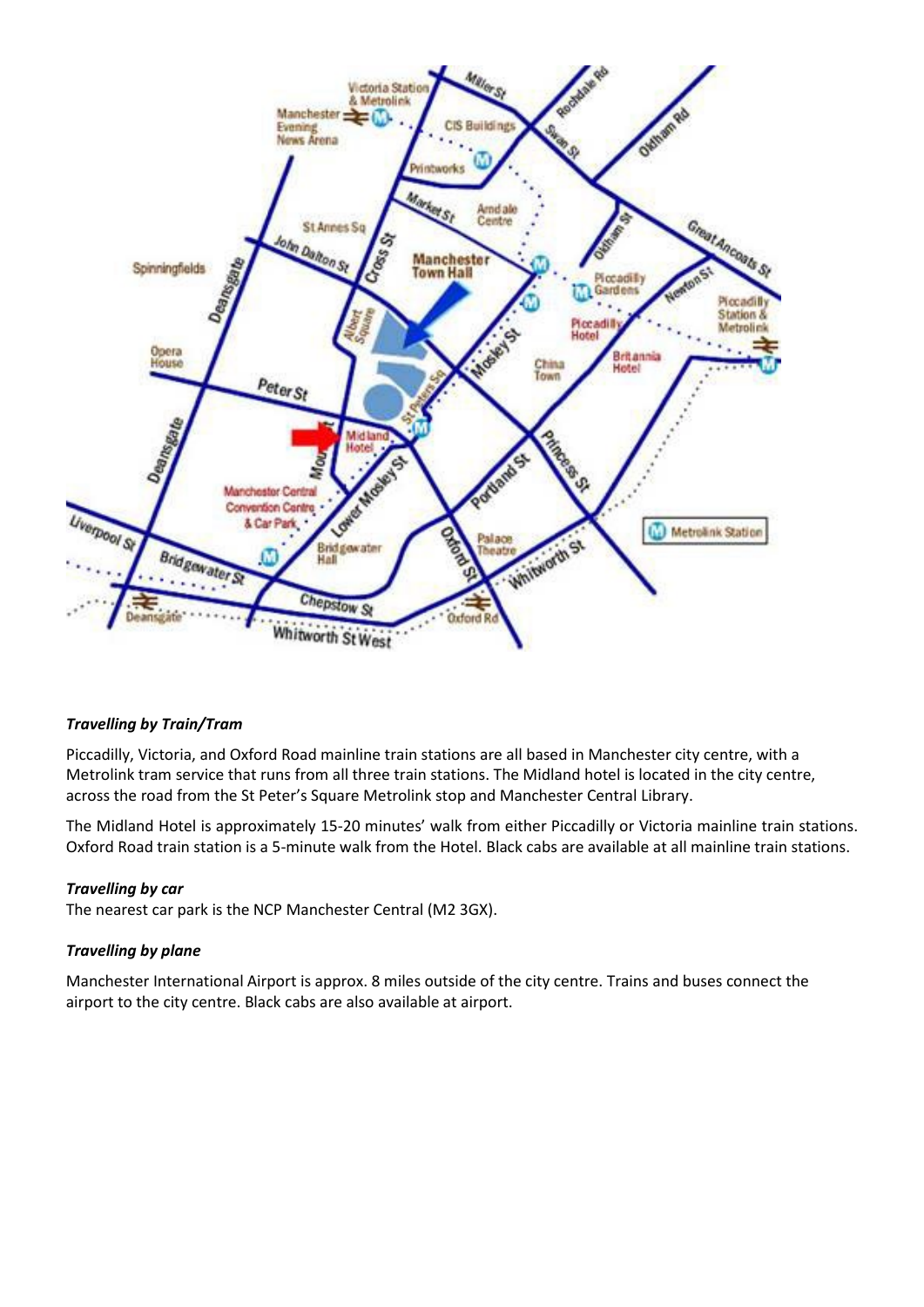***Travelling by Train/Tram***

Piccadilly, Victoria, and Oxford Road mainline train stations are all based in Manchester city centre, with a Metrolink tram service that runs from all three train stations. The Midland hotel is located in the city centre, across the road from the St Peter's Square Metrolink stop and Manchester Central Library.

The Midland Hotel is approximately 15-20 minutes' walk from either Piccadilly or Victoria mainline train stations. Oxford Road train station is a 5-minute walk from the Hotel. Black cabs are available at all mainline train stations.

***Travelling by car***

The nearest car park is the NCP Manchester Central (M2 3GX).

***Travelling by plane***

Manchester International Airport is approx. 8 miles outside of the city centre. Trains and buses connect the airport to the city centre. Black cabs are also available at airport.